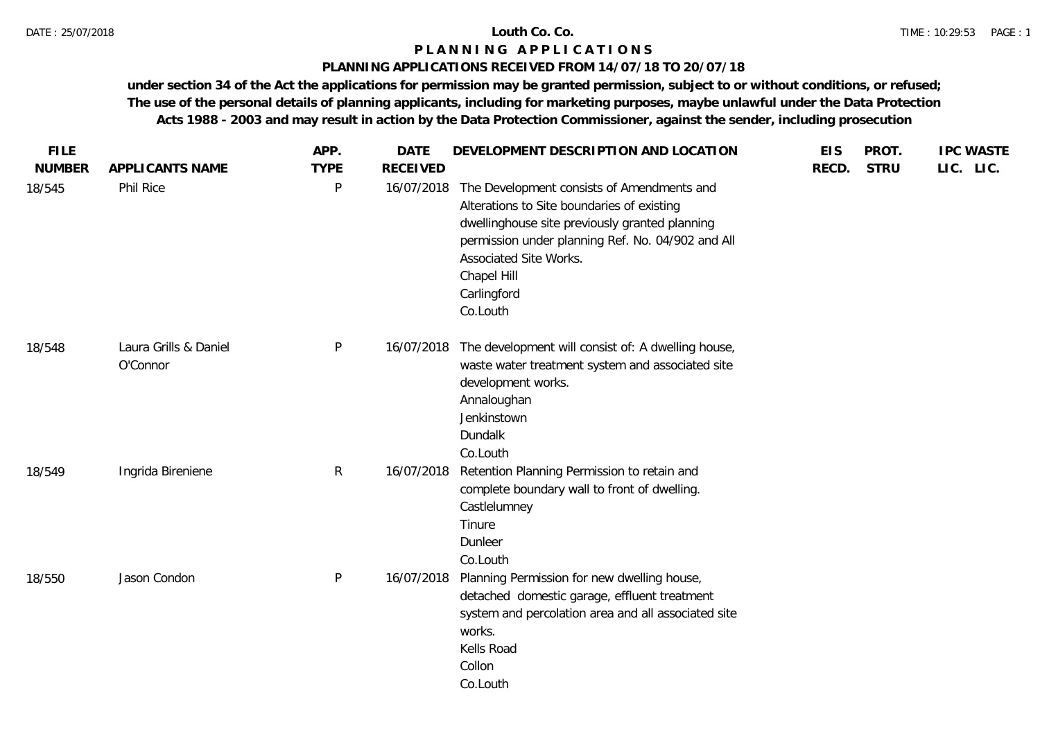# Louth Co. Co.

## PLANNING APPLICATIONS

### PLANNING APPLICATIONS RECEIVED FROM 14/07/18 TO 20/07/18

**under section 34 of the Act the applications for permission may be granted permission, subject to or without conditions, or refused; The use of the personal details of planning applicants, including for marketing purposes, maybe unlawful under the Data Protection Acts 1988 - 2003 and may result in action by the Data Protection Commissioner, against the sender, including prosecution**

| FILE NUMBER | APPLICANTS NAME | APP. TYPE | DATE RECEIVED | DEVELOPMENT DESCRIPTION AND LOCATION | EIS RECD. | PROT. STRU | IPC LIC. | WASTE LIC. |
|---|---|---|---|---|---|---|---|---|
| 18/545 | Phil Rice | P | 16/07/2018 | The Development consists of Amendments and Alterations to Site boundaries of existing dwellinghouse site previously granted planning permission under planning Ref. No. 04/902 and All Associated Site Works.<br>Chapel Hill<br>Carlingford<br>Co.Louth | | | | |
| 18/548 | Laura Grills & Daniel O'Connor | P | 16/07/2018 | The development will consist of: A dwelling house, waste water treatment system and associated site development works.<br>Annaloughan<br>Jenkinstown<br>Dundalk<br>Co.Louth | | | | |
| 18/549 | Ingrida Bireniene | R | 16/07/2018 | Retention Planning Permission to retain and complete boundary wall to front of dwelling.<br>Castlelumney<br>Tinure<br>Dunleer<br>Co.Louth | | | | |
| 18/550 | Jason Condon | P | 16/07/2018 | Planning Permission for new dwelling house, detached domestic garage, effluent treatment system and percolation area and all associated site works.<br>Kells Road<br>Collon<br>Co.Louth | | | | |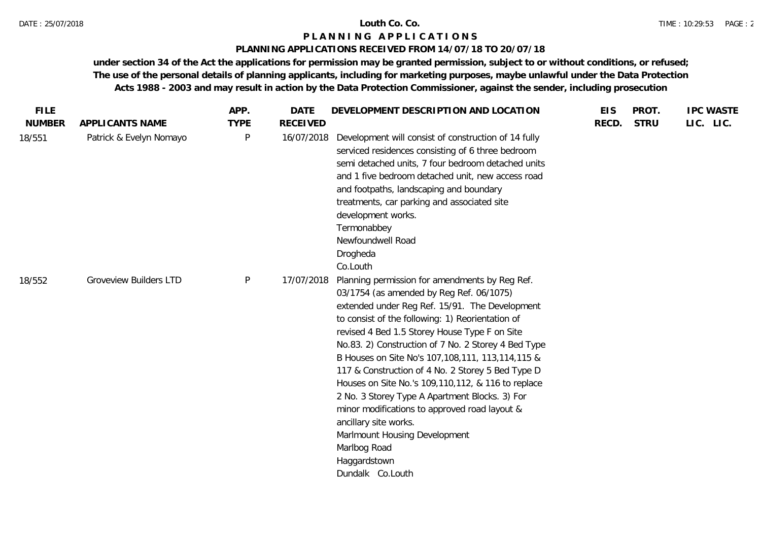**Louth Co. Co.**

# PLANNING APPLICATIONS

## PLANNING APPLICATIONS RECEIVED FROM 14/07/18 TO 20/07/18

**under section 34 of the Act the applications for permission may be granted permission, subject to or without conditions, or refused; The use of the personal details of planning applicants, including for marketing purposes, maybe unlawful under the Data Protection Acts 1988 - 2003 and may result in action by the Data Protection Commissioner, against the sender, including prosecution**

| FILE NUMBER | APPLICANTS NAME | APP. TYPE | DATE RECEIVED | DEVELOPMENT DESCRIPTION AND LOCATION | EIS RECD. | PROT. STRU | IPC LIC. | WASTE LIC. |
|---|---|---|---|---|---|---|---|---|
| 18/551 | Patrick & Evelyn Nomayo | P | 16/07/2018 | Development will consist of construction of 14 fully serviced residences consisting of 6 three bedroom semi detached units, 7 four bedroom detached units and 1 five bedroom detached unit, new access road and footpaths, landscaping and boundary treatments, car parking and associated site development works. Termonabbey Newfoundwell Road Drogheda Co.Louth | | | | |
| 18/552 | Groveview Builders LTD | P | 17/07/2018 | Planning permission for amendments by Reg Ref. 03/1754 (as amended by Reg Ref. 06/1075) extended under Reg Ref. 15/91. The Development to consist of the following: 1) Reorientation of revised 4 Bed 1.5 Storey House Type F on Site No.83. 2) Construction of 7 No. 2 Storey 4 Bed Type B Houses on Site No's 107,108,111, 113,114,115 & 117 & Construction of 4 No. 2 Storey 5 Bed Type D Houses on Site No.'s 109,110,112, & 116 to replace 2 No. 3 Storey Type A Apartment Blocks. 3) For minor modifications to approved road layout & ancillary site works. Marlmount Housing Development Marlbog Road Haggardstown Dundalk Co.Louth | | | | |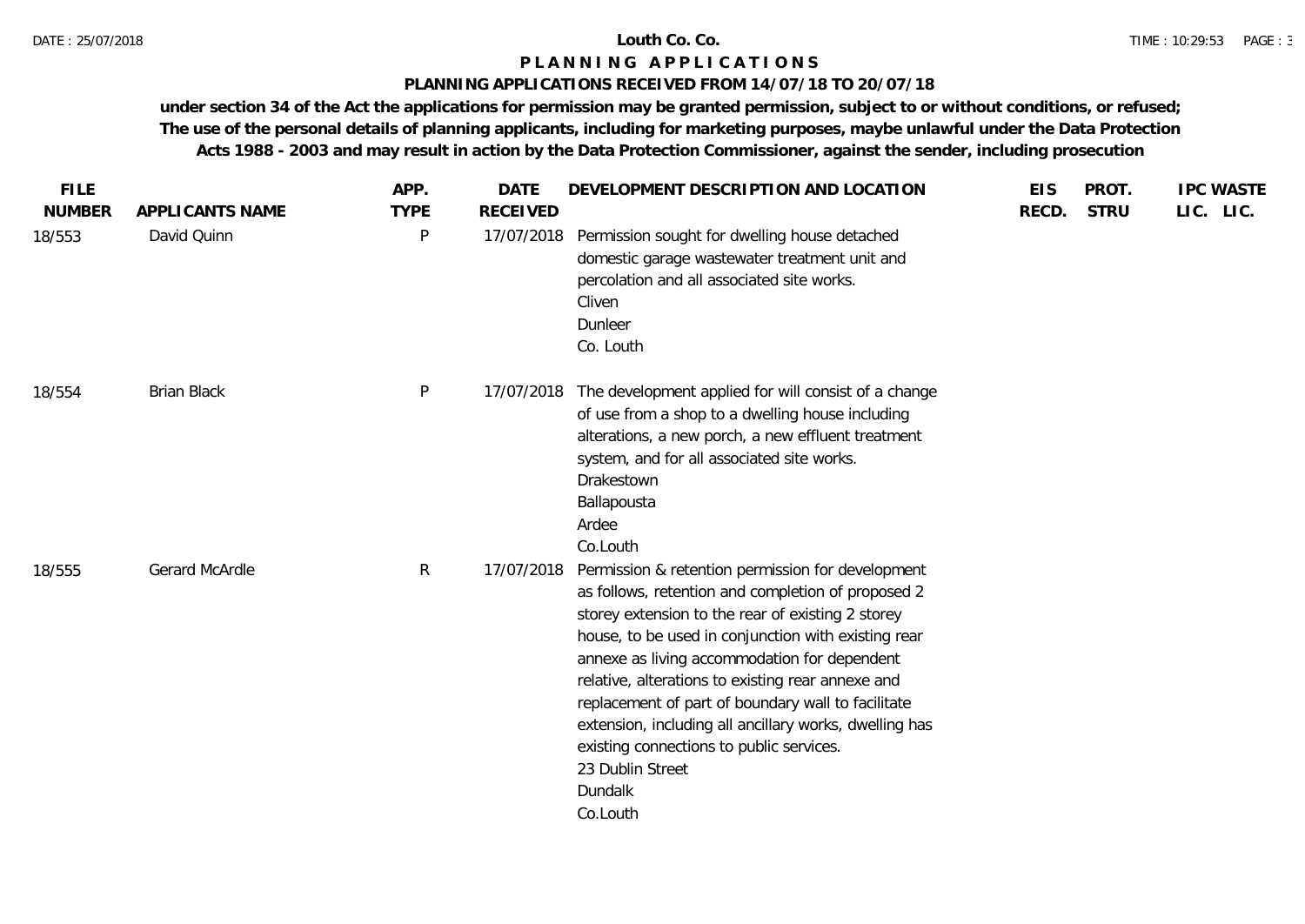# Louth Co. Co.

## P L A N N I N G   A P P L I C A T I O N S

### PLANNING APPLICATIONS RECEIVED FROM 14/07/18 TO 20/07/18

**under section 34 of the Act the applications for permission may be granted permission, subject to or without conditions, or refused; The use of the personal details of planning applicants, including for marketing purposes, maybe unlawful under the Data Protection Acts 1988 - 2003 and may result in action by the Data Protection Commissioner, against the sender, including prosecution**

| FILE NUMBER | APPLICANTS NAME | APP. TYPE | DATE RECEIVED | DEVELOPMENT DESCRIPTION AND LOCATION | EIS RECD. | PROT. STRU | IPC LIC. | WASTE LIC. |
|---|---|---|---|---|---|---|---|---|
| 18/553 | David Quinn | P | 17/07/2018 | Permission sought for dwelling house detached domestic garage wastewater treatment unit and percolation and all associated site works. Cliven Dunleer Co. Louth | | | | |
| 18/554 | Brian Black | P | 17/07/2018 | The development applied for will consist of a change of use from a shop to a dwelling house including alterations, a new porch, a new effluent treatment system, and for all associated site works. Drakestown Ballapousta Ardee Co.Louth | | | | |
| 18/555 | Gerard McArdle | R | 17/07/2018 | Permission & retention permission for development as follows, retention and completion of proposed 2 storey extension to the rear of existing 2 storey house, to be used in conjunction with existing rear annexe as living accommodation for dependent relative, alterations to existing rear annexe and replacement of part of boundary wall to facilitate extension, including all ancillary works, dwelling has existing connections to public services. 23 Dublin Street Dundalk Co.Louth | | | | |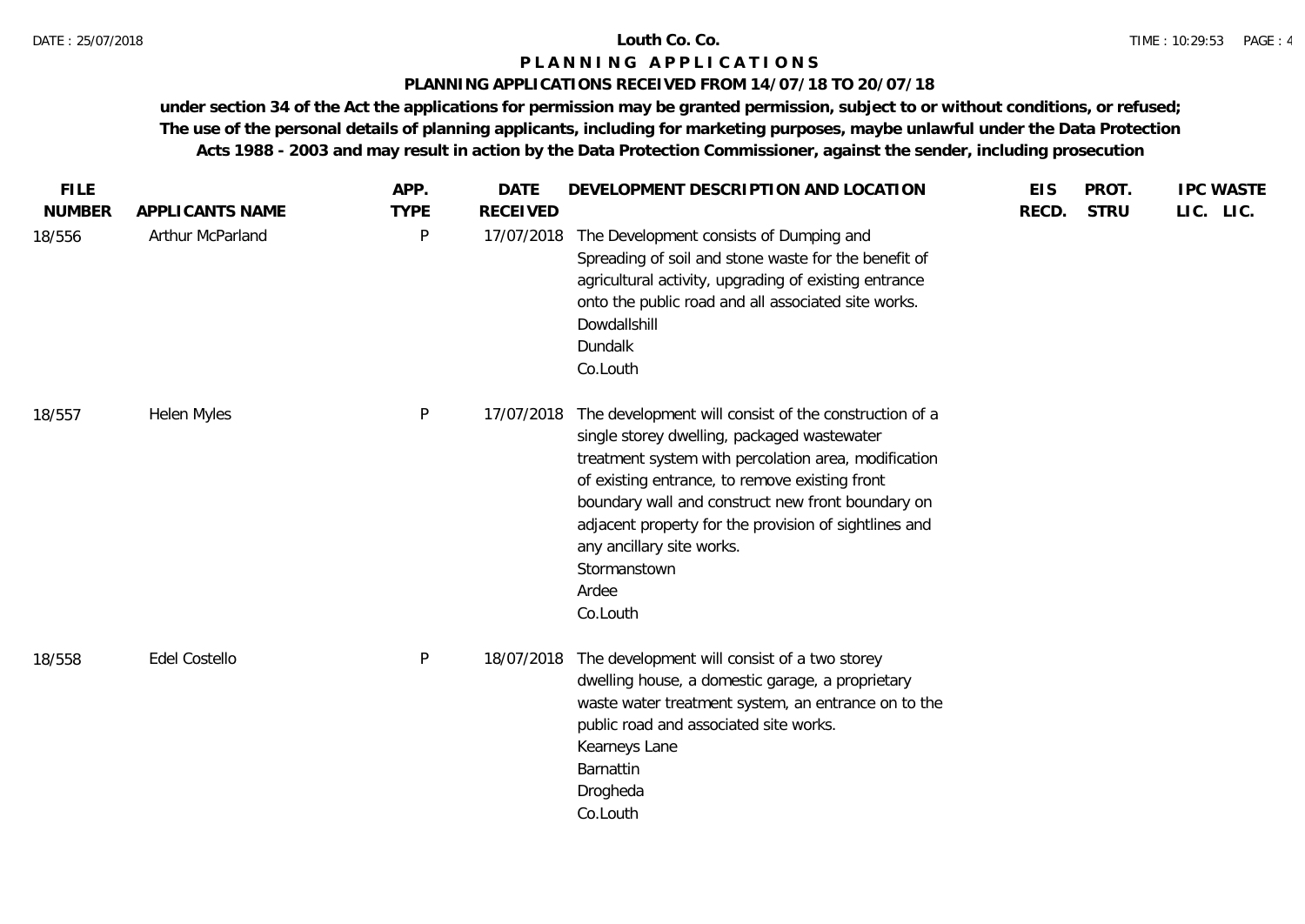# Louth Co. Co.

## P L A N N I N G A P P L I C A T I O N S

### PLANNING APPLICATIONS RECEIVED FROM 14/07/18 TO 20/07/18

**under section 34 of the Act the applications for permission may be granted permission, subject to or without conditions, or refused; The use of the personal details of planning applicants, including for marketing purposes, maybe unlawful under the Data Protection Acts 1988 - 2003 and may result in action by the Data Protection Commissioner, against the sender, including prosecution**

| FILE NUMBER | APPLICANTS NAME | APP. TYPE | DATE RECEIVED | DEVELOPMENT DESCRIPTION AND LOCATION | EIS RECD. | PROT. STRU | IPC LIC. | WASTE LIC. |
|---|---|---|---|---|---|---|---|---|
| 18/556 | Arthur McParland | P | 17/07/2018 | The Development consists of Dumping and Spreading of soil and stone waste for the benefit of agricultural activity, upgrading of existing entrance onto the public road and all associated site works. Dowdallshill Dundalk Co.Louth | | | | |
| 18/557 | Helen Myles | P | 17/07/2018 | The development will consist of the construction of a single storey dwelling, packaged wastewater treatment system with percolation area, modification of existing entrance, to remove existing front boundary wall and construct new front boundary on adjacent property for the provision of sightlines and any ancillary site works. Stormanstown Ardee Co.Louth | | | | |
| 18/558 | Edel Costello | P | 18/07/2018 | The development will consist of a two storey dwelling house, a domestic garage, a proprietary waste water treatment system, an entrance on to the public road and associated site works. Kearneys Lane Barnattin Drogheda Co.Louth | | | | |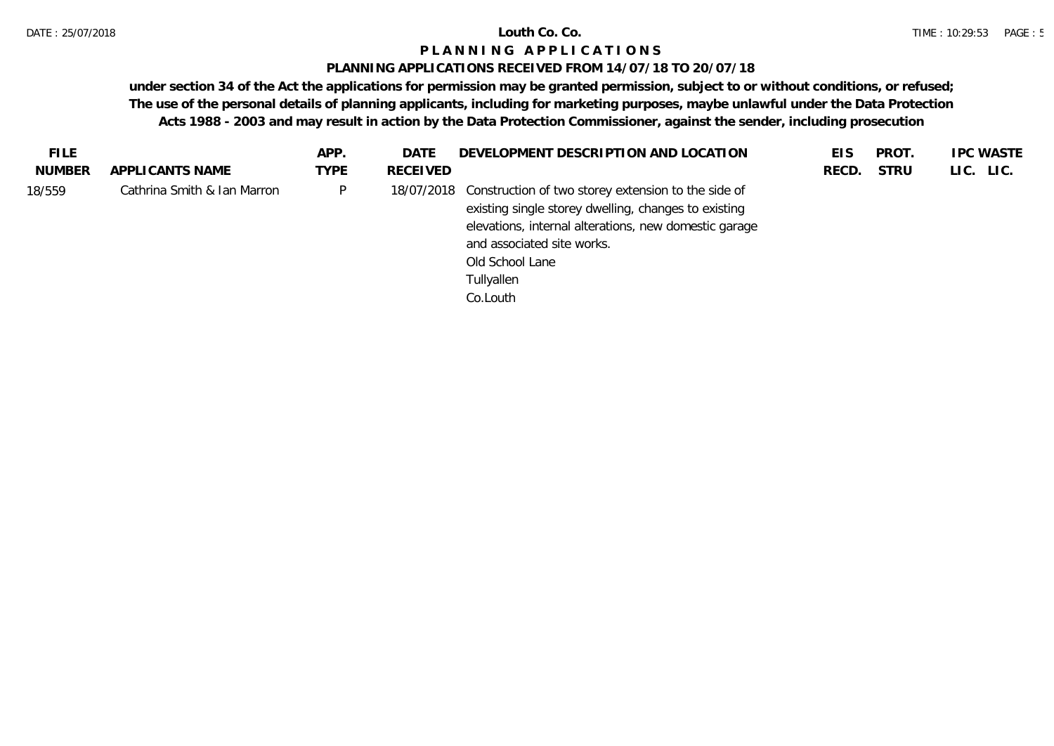# PLANNING APPLICATIONS

## PLANNING APPLICATIONS RECEIVED FROM 14/07/18 TO 20/07/18

**under section 34 of the Act the applications for permission may be granted permission, subject to or without conditions, or refused; The use of the personal details of planning applicants, including for marketing purposes, maybe unlawful under the Data Protection Acts 1988 - 2003 and may result in action by the Data Protection Commissioner, against the sender, including prosecution**

| FILE NUMBER | APPLICANTS NAME | APP. TYPE | DATE RECEIVED | DEVELOPMENT DESCRIPTION AND LOCATION | EIS RECD. | PROT. STRU | IPC LIC. | WASTE LIC. |
|---|---|---|---|---|---|---|---|---|
| 18/559 | Cathrina Smith & Ian Marron | P | 18/07/2018 | Construction of two storey extension to the side of existing single storey dwelling, changes to existing elevations, internal alterations, new domestic garage and associated site works. Old School Lane Tullyallen Co.Louth | | | | |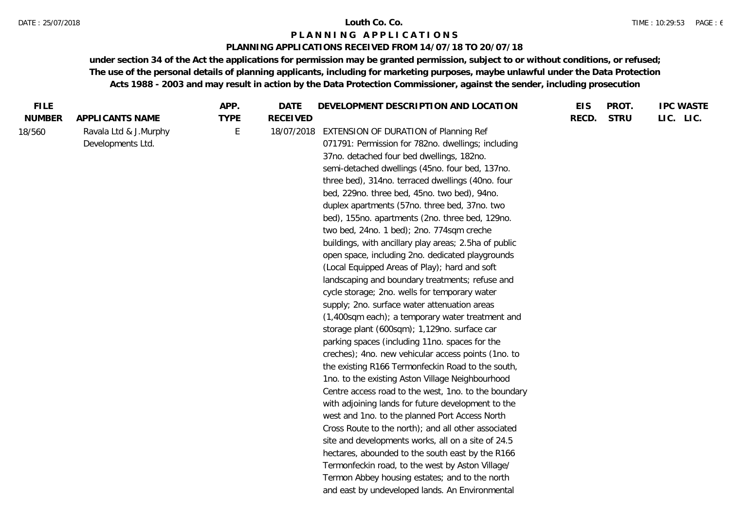**Louth Co. Co.**

# PLANNING APPLICATIONS

## PLANNING APPLICATIONS RECEIVED FROM 14/07/18 TO 20/07/18

**under section 34 of the Act the applications for permission may be granted permission, subject to or without conditions, or refused; The use of the personal details of planning applicants, including for marketing purposes, maybe unlawful under the Data Protection Acts 1988 - 2003 and may result in action by the Data Protection Commissioner, against the sender, including prosecution**

| FILE NUMBER | APPLICANTS NAME | APP. TYPE | DATE RECEIVED | DEVELOPMENT DESCRIPTION AND LOCATION | EIS RECD. | PROT. STRU | IPC LIC. | WASTE LIC. |
|---|---|---|---|---|---|---|---|---|
| 18/560 | Ravala Ltd & J.Murphy Developments Ltd. | E | 18/07/2018 | EXTENSION OF DURATION of Planning Ref 071791: Permission for 782no. dwellings; including 37no. detached four bed dwellings, 182no. semi-detached dwellings (45no. four bed, 137no. three bed), 314no. terraced dwellings (40no. four bed, 229no. three bed, 45no. two bed), 94no. duplex apartments (57no. three bed, 37no. two bed), 155no. apartments (2no. three bed, 129no. two bed, 24no. 1 bed); 2no. 774sqm creche buildings, with ancillary play areas; 2.5ha of public open space, including 2no. dedicated playgrounds (Local Equipped Areas of Play); hard and soft landscaping and boundary treatments; refuse and cycle storage; 2no. wells for temporary water supply; 2no. surface water attenuation areas (1,400sqm each); a temporary water treatment and storage plant (600sqm); 1,129no. surface car parking spaces (including 11no. spaces for the creches); 4no. new vehicular access points (1no. to the existing R166 Termonfeckin Road to the south, 1no. to the existing Aston Village Neighbourhood Centre access road to the west, 1no. to the boundary with adjoining lands for future development to the west and 1no. to the planned Port Access North Cross Route to the north); and all other associated site and developments works, all on a site of 24.5 hectares, abounded to the south east by the R166 Termonfeckin road, to the west by Aston Village/ Termon Abbey housing estates; and to the north and east by undeveloped lands. An Environmental | | | | |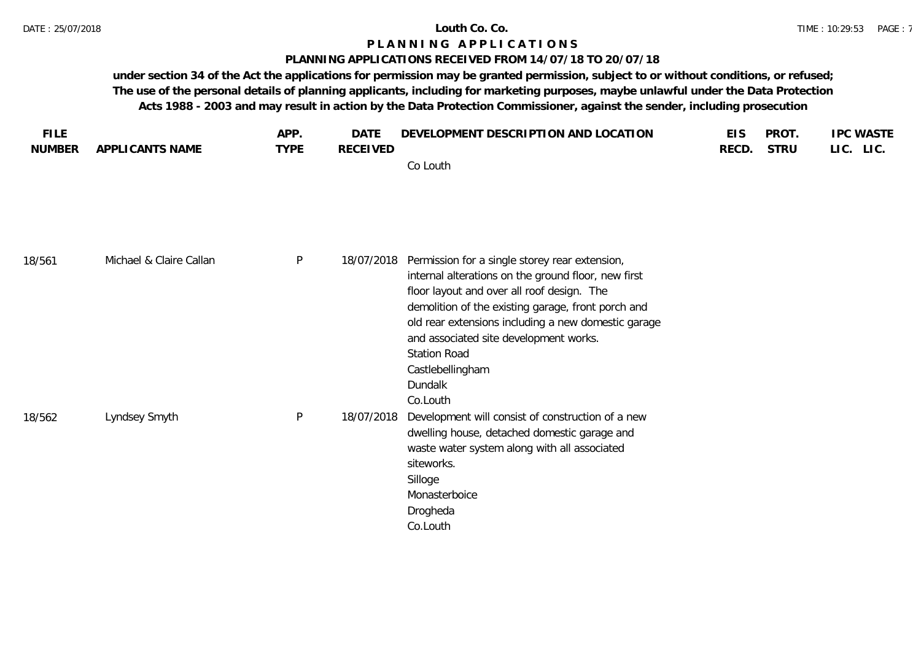# Louth Co. Co.

## PLANNING APPLICATIONS

### PLANNING APPLICATIONS RECEIVED FROM 14/07/18 TO 20/07/18

**under section 34 of the Act the applications for permission may be granted permission, subject to or without conditions, or refused; The use of the personal details of planning applicants, including for marketing purposes, maybe unlawful under the Data Protection Acts 1988 - 2003 and may result in action by the Data Protection Commissioner, against the sender, including prosecution**

| FILE NUMBER | APPLICANTS NAME | APP. TYPE | DATE RECEIVED | DEVELOPMENT DESCRIPTION AND LOCATION | EIS RECD. | PROT. STRU | IPC LIC. | WASTE LIC. |
|---|---|---|---|---|---|---|---|---|
| | | | | Co Louth | | | | |
| 18/561 | Michael & Claire Callan | P | 18/07/2018 | Permission for a single storey rear extension, internal alterations on the ground floor, new first floor layout and over all roof design. The demolition of the existing garage, front porch and old rear extensions including a new domestic garage and associated site development works.<br>Station Road<br>Castlebellingham<br>Dundalk<br>Co.Louth | | | | |
| 18/562 | Lyndsey Smyth | P | 18/07/2018 | Development will consist of construction of a new dwelling house, detached domestic garage and waste water system along with all associated siteworks.<br>Silloge<br>Monasterboice<br>Drogheda<br>Co.Louth | | | | |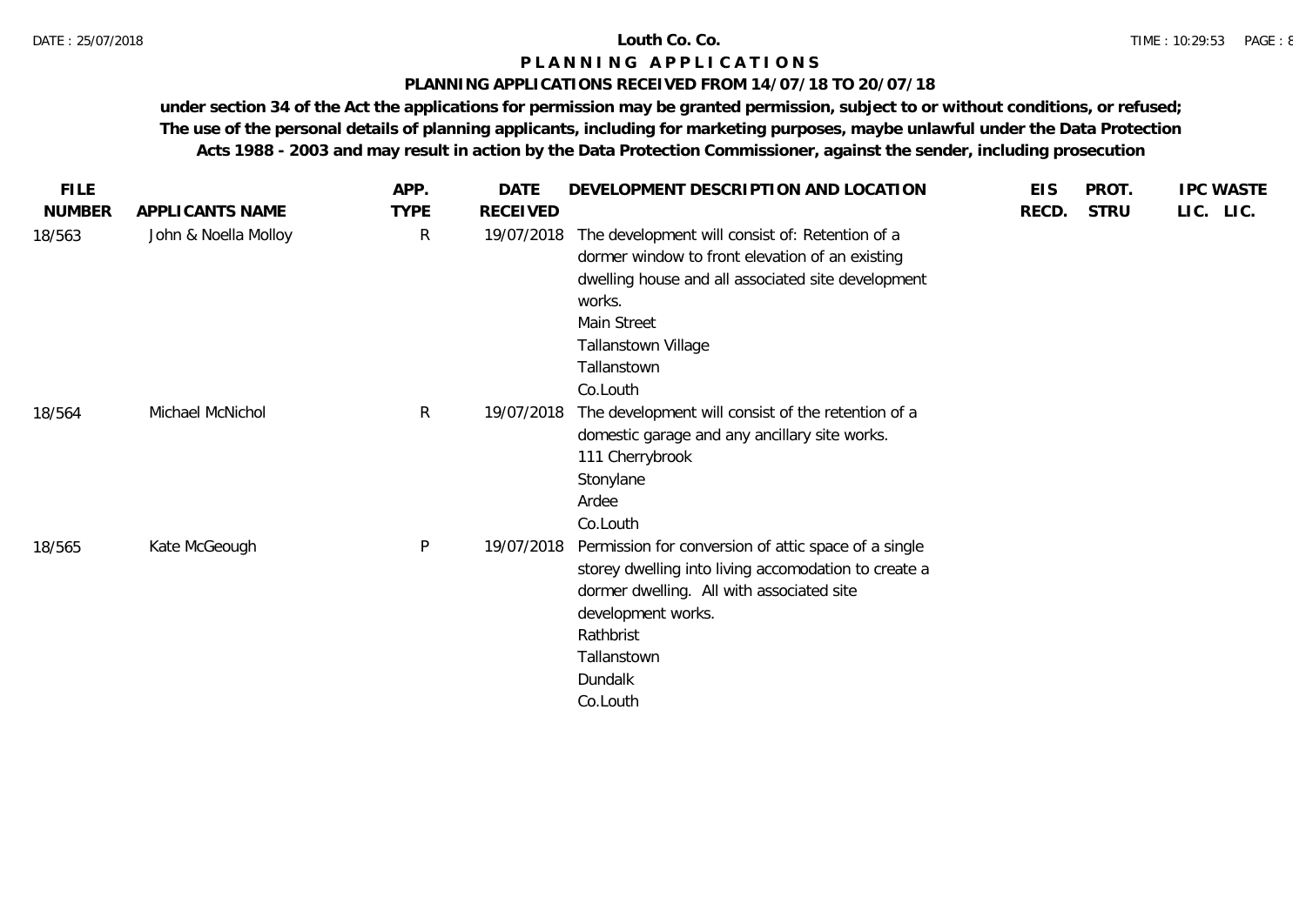# Louth Co. Co.

## PLANNING APPLICATIONS

### PLANNING APPLICATIONS RECEIVED FROM 14/07/18 TO 20/07/18

**under section 34 of the Act the applications for permission may be granted permission, subject to or without conditions, or refused; The use of the personal details of planning applicants, including for marketing purposes, maybe unlawful under the Data Protection Acts 1988 - 2003 and may result in action by the Data Protection Commissioner, against the sender, including prosecution**

| FILE NUMBER | APPLICANTS NAME | APP. TYPE | DATE RECEIVED | DEVELOPMENT DESCRIPTION AND LOCATION | EIS RECD. | PROT. STRU | IPC LIC. | WASTE LIC. |
|---|---|---|---|---|---|---|---|---|
| 18/563 | John & Noella Molloy | R | 19/07/2018 | The development will consist of: Retention of a dormer window to front elevation of an existing dwelling house and all associated site development works.<br>Main Street<br>Tallanstown Village<br>Tallanstown<br>Co.Louth | | | | |
| 18/564 | Michael McNichol | R | 19/07/2018 | The development will consist of the retention of a domestic garage and any ancillary site works.<br>111 Cherrybrook<br>Stonylane<br>Ardee<br>Co.Louth | | | | |
| 18/565 | Kate McGeough | P | 19/07/2018 | Permission for conversion of attic space of a single storey dwelling into living accomodation to create a dormer dwelling. All with associated site development works.<br>Rathbrist<br>Tallanstown<br>Dundalk<br>Co.Louth | | | | |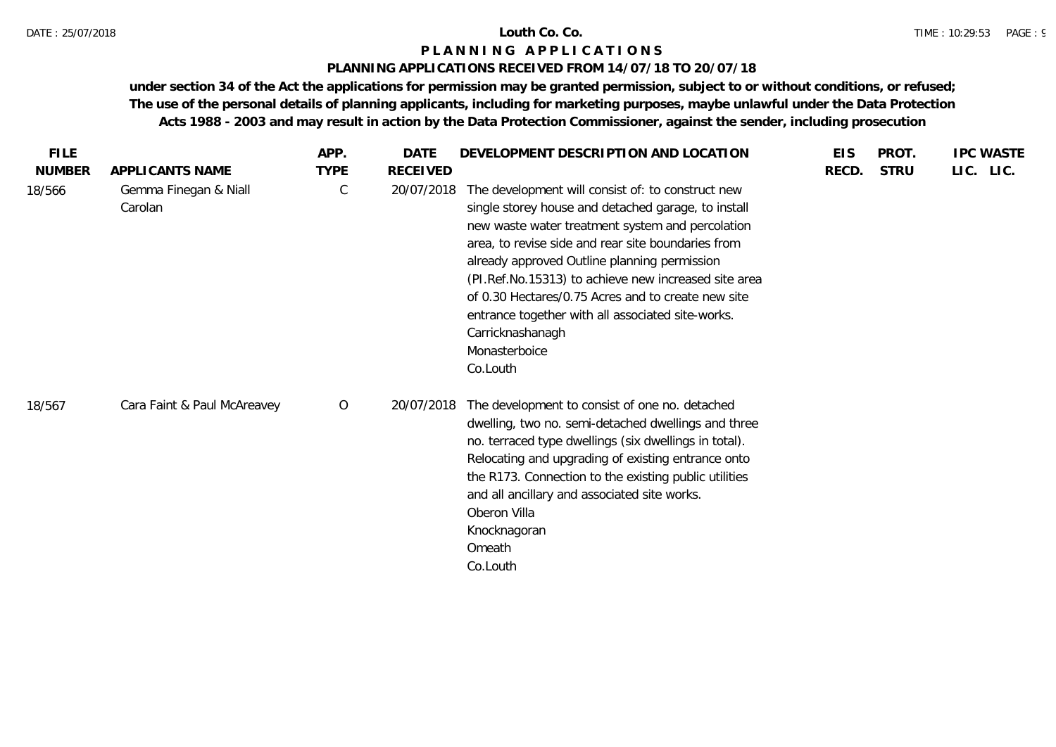# Louth Co. Co.

## PLANNING APPLICATIONS

### PLANNING APPLICATIONS RECEIVED FROM 14/07/18 TO 20/07/18

**under section 34 of the Act the applications for permission may be granted permission, subject to or without conditions, or refused; The use of the personal details of planning applicants, including for marketing purposes, maybe unlawful under the Data Protection Acts 1988 - 2003 and may result in action by the Data Protection Commissioner, against the sender, including prosecution**

| FILE NUMBER | APPLICANTS NAME | APP. TYPE | DATE RECEIVED | DEVELOPMENT DESCRIPTION AND LOCATION | EIS RECD. | PROT. STRU | IPC LIC. | WASTE LIC. |
|---|---|---|---|---|---|---|---|---|
| 18/566 | Gemma Finegan & Niall Carolan | C | 20/07/2018 | The development will consist of: to construct new single storey house and detached garage, to install new waste water treatment system and percolation area, to revise side and rear site boundaries from already approved Outline planning permission (Pl.Ref.No.15313) to achieve new increased site area of 0.30 Hectares/0.75 Acres and to create new site entrance together with all associated site-works. Carricknashanagh Monasterboice Co.Louth | | | | |
| 18/567 | Cara Faint & Paul McAreavey | O | 20/07/2018 | The development to consist of one no. detached dwelling, two no. semi-detached dwellings and three no. terraced type dwellings (six dwellings in total). Relocating and upgrading of existing entrance onto the R173. Connection to the existing public utilities and all ancillary and associated site works. Oberon Villa Knocknagoran Omeath Co.Louth | | | | |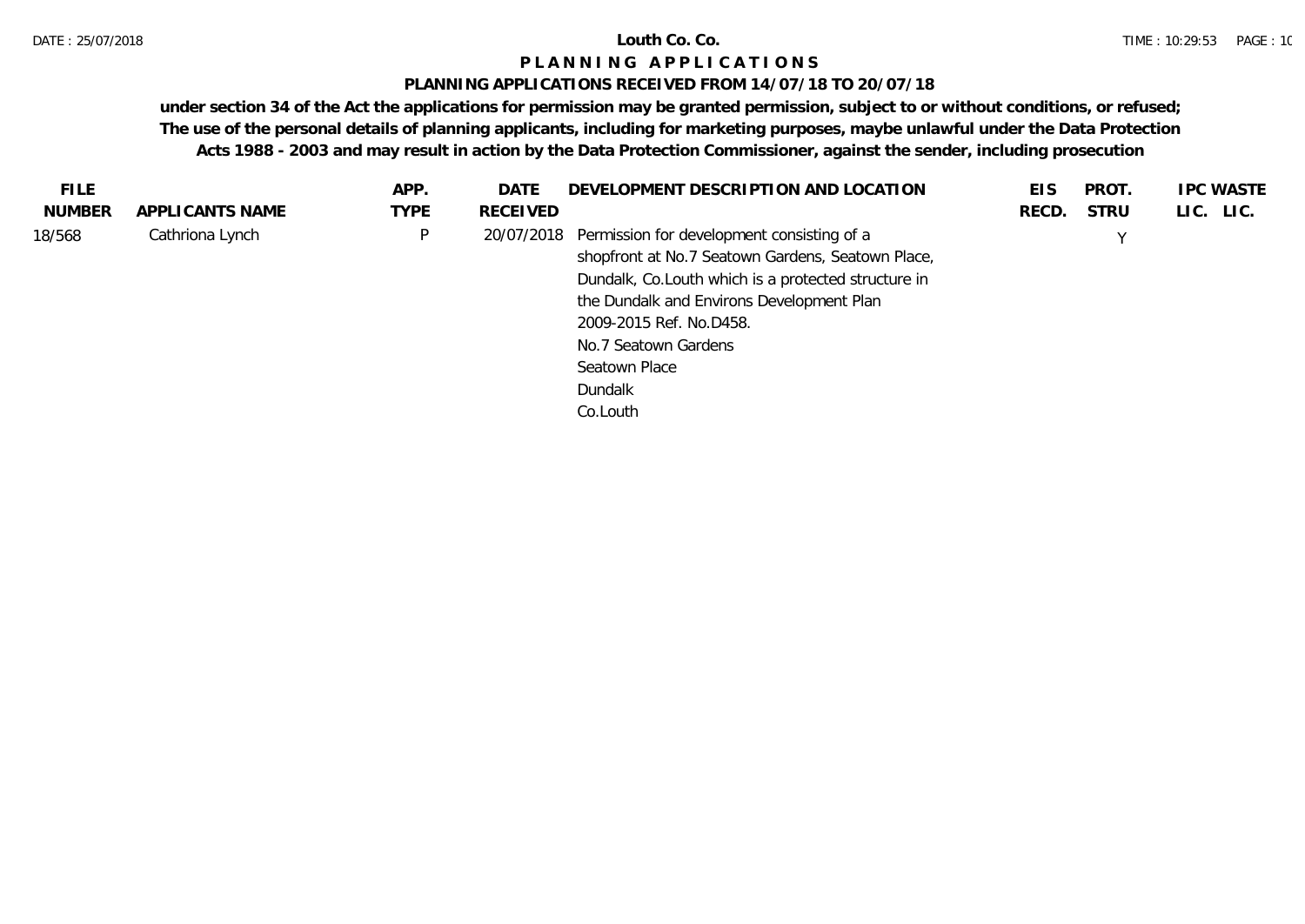# Louth Co. Co.

## PLANNING APPLICATIONS

### PLANNING APPLICATIONS RECEIVED FROM 14/07/18 TO 20/07/18

**under section 34 of the Act the applications for permission may be granted permission, subject to or without conditions, or refused; The use of the personal details of planning applicants, including for marketing purposes, maybe unlawful under the Data Protection Acts 1988 - 2003 and may result in action by the Data Protection Commissioner, against the sender, including prosecution**

| FILE NUMBER | APPLICANTS NAME | APP. TYPE | DATE RECEIVED | DEVELOPMENT DESCRIPTION AND LOCATION | EIS RECD. | PROT. STRU | IPC LIC. | WASTE LIC. |
|---|---|---|---|---|---|---|---|---|
| 18/568 | Cathriona Lynch | P | 20/07/2018 | Permission for development consisting of a shopfront at No.7 Seatown Gardens, Seatown Place, Dundalk, Co.Louth which is a protected structure in the Dundalk and Environs Development Plan 2009-2015 Ref. No.D458.<br>No.7 Seatown Gardens<br>Seatown Place<br>Dundalk<br>Co.Louth | | Y | | |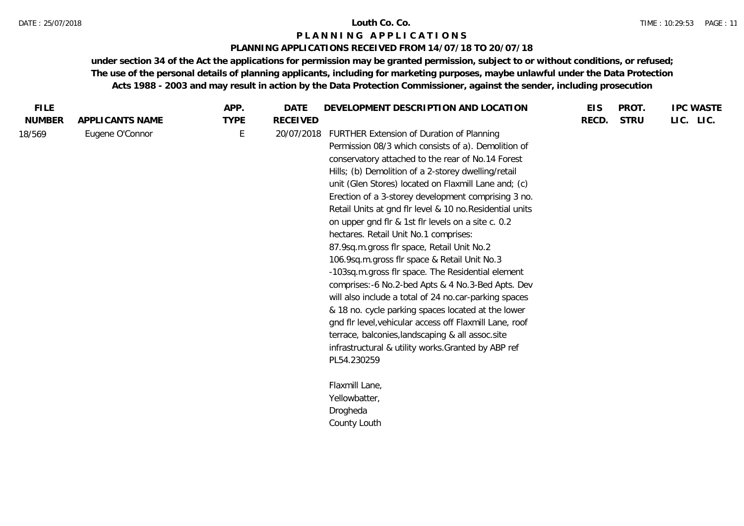**Louth Co. Co.**

# PLANNING APPLICATIONS

## PLANNING APPLICATIONS RECEIVED FROM 14/07/18 TO 20/07/18

**under section 34 of the Act the applications for permission may be granted permission, subject to or without conditions, or refused; The use of the personal details of planning applicants, including for marketing purposes, maybe unlawful under the Data Protection Acts 1988 - 2003 and may result in action by the Data Protection Commissioner, against the sender, including prosecution**

| FILE NUMBER | APPLICANTS NAME | APP. TYPE | DATE RECEIVED | DEVELOPMENT DESCRIPTION AND LOCATION | EIS RECD. | PROT. STRU | IPC LIC. | WASTE LIC. |
|---|---|---|---|---|---|---|---|---|
| 18/569 | Eugene O'Connor | E | 20/07/2018 | FURTHER Extension of Duration of Planning Permission 08/3 which consists of a). Demolition of conservatory attached to the rear of No.14 Forest Hills; (b) Demolition of a 2-storey dwelling/retail unit (Glen Stores) located on Flaxmill Lane and; (c) Erection of a 3-storey development comprising 3 no. Retail Units at gnd flr level & 10 no.Residential units on upper gnd flr & 1st flr levels on a site c. 0.2 hectares. Retail Unit No.1 comprises: 87.9sq.m.gross flr space, Retail Unit No.2 106.9sq.m.gross flr space & Retail Unit No.3 -103sq.m.gross flr space. The Residential element comprises:-6 No.2-bed Apts & 4 No.3-Bed Apts. Dev will also include a total of 24 no.car-parking spaces & 18 no. cycle parking spaces located at the lower gnd flr level,vehicular access off Flaxmill Lane, roof terrace, balconies,landscaping & all assoc.site infrastructural & utility works.Granted by ABP ref PL54.230259<br><br>Flaxmill Lane,<br>Yellowbatter,<br>Drogheda<br>County Louth | | | | |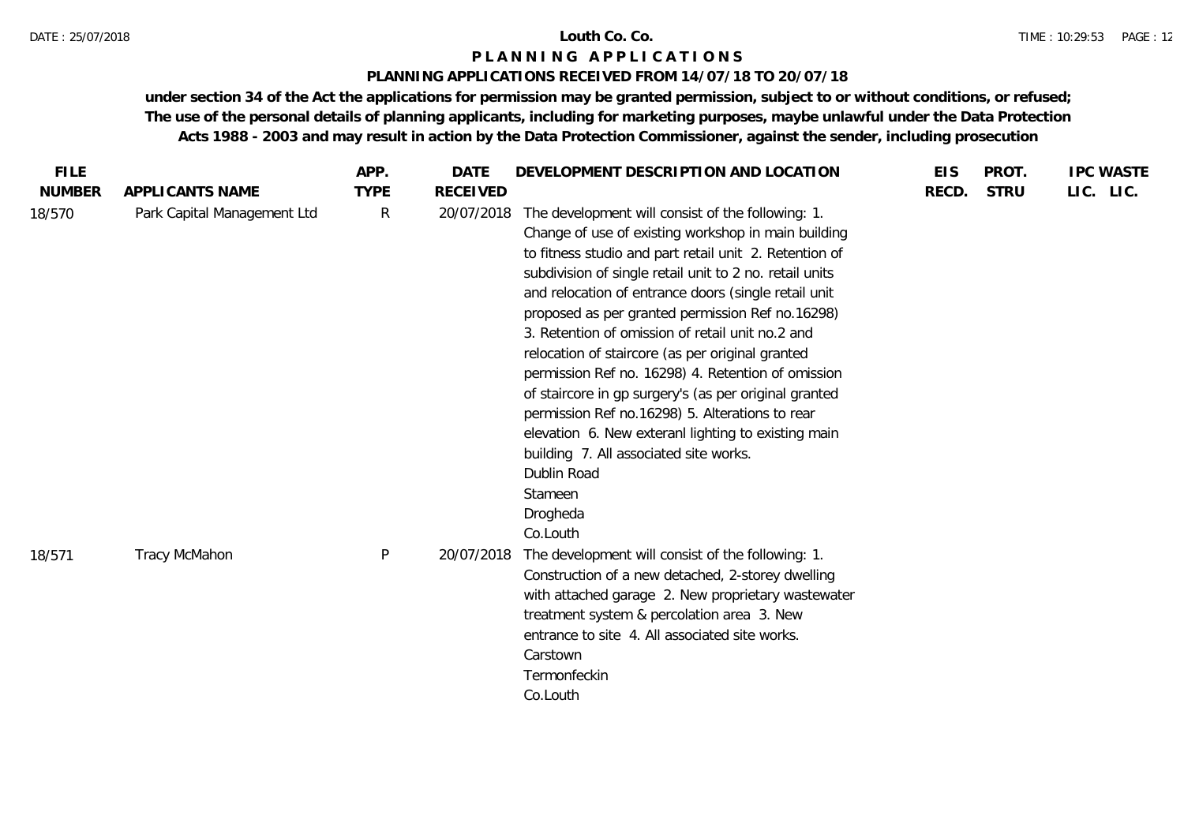# Louth Co. Co.

## P L A N N I N G   A P P L I C A T I O N S

### PLANNING APPLICATIONS RECEIVED FROM 14/07/18 TO 20/07/18

**under section 34 of the Act the applications for permission may be granted permission, subject to or without conditions, or refused; The use of the personal details of planning applicants, including for marketing purposes, maybe unlawful under the Data Protection Acts 1988 - 2003 and may result in action by the Data Protection Commissioner, against the sender, including prosecution**

| FILE NUMBER | APPLICANTS NAME | APP. TYPE | DATE RECEIVED | DEVELOPMENT DESCRIPTION AND LOCATION | EIS RECD. | PROT. STRU | IPC LIC. | WASTE LIC. |
|---|---|---|---|---|---|---|---|---|
| 18/570 | Park Capital Management Ltd | R | 20/07/2018 | The development will consist of the following: 1. Change of use of existing workshop in main building to fitness studio and part retail unit 2. Retention of subdivision of single retail unit to 2 no. retail units and relocation of entrance doors (single retail unit proposed as per granted permission Ref no.16298) 3. Retention of omission of retail unit no.2 and relocation of staircore (as per original granted permission Ref no. 16298) 4. Retention of omission of staircore in gp surgery's (as per original granted permission Ref no.16298) 5. Alterations to rear elevation 6. New exteranl lighting to existing main building 7. All associated site works.<br>Dublin Road<br>Stameen<br>Drogheda<br>Co.Louth | | | | |
| 18/571 | Tracy McMahon | P | 20/07/2018 | The development will consist of the following: 1. Construction of a new detached, 2-storey dwelling with attached garage 2. New proprietary wastewater treatment system & percolation area 3. New entrance to site 4. All associated site works.<br>Carstown<br>Termonfeckin<br>Co.Louth | | | | |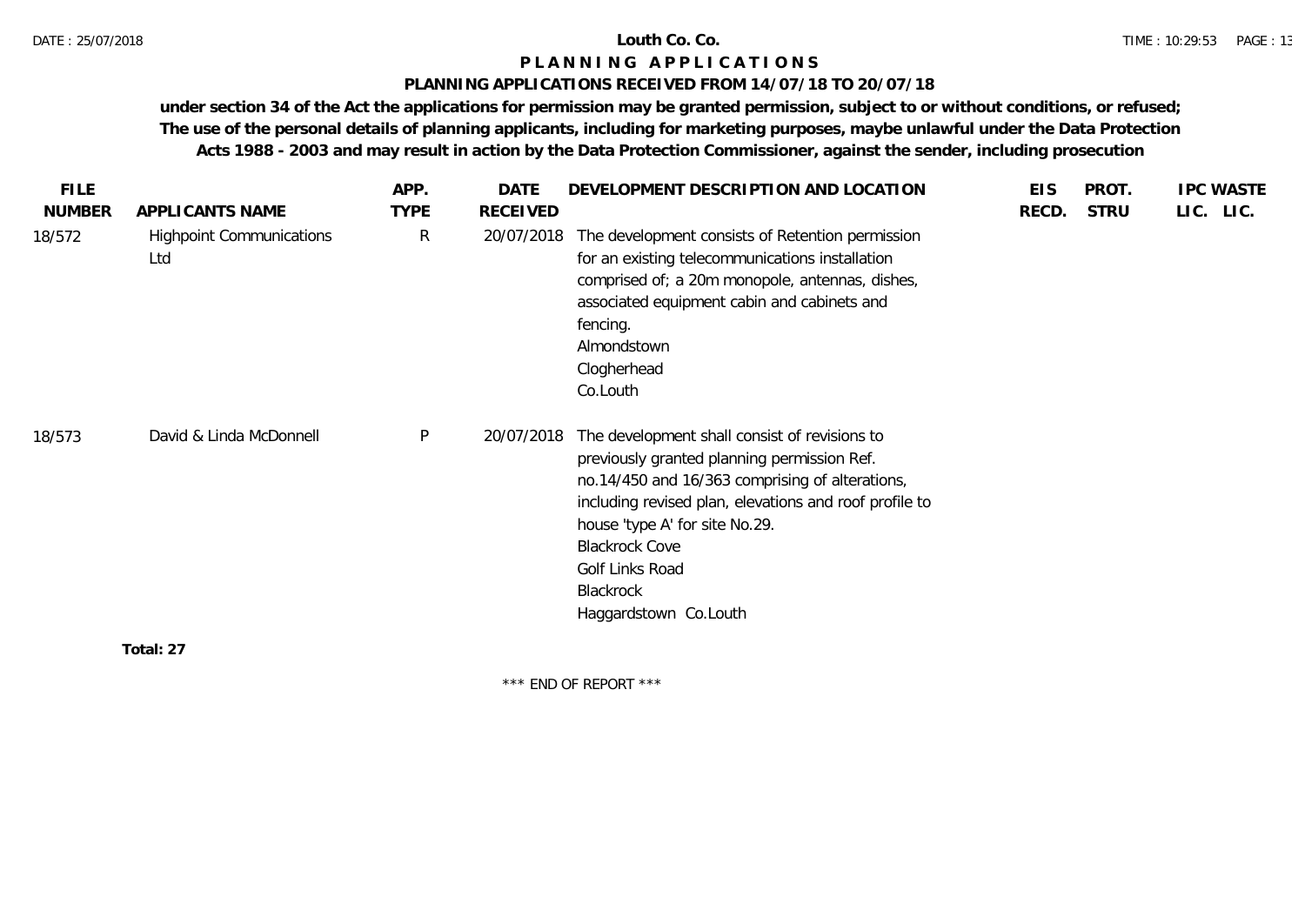# Louth Co. Co.

## P L A N N I N G   A P P L I C A T I O N S

### PLANNING APPLICATIONS RECEIVED FROM 14/07/18 TO 20/07/18

**under section 34 of the Act the applications for permission may be granted permission, subject to or without conditions, or refused; The use of the personal details of planning applicants, including for marketing purposes, maybe unlawful under the Data Protection Acts 1988 - 2003 and may result in action by the Data Protection Commissioner, against the sender, including prosecution**

| FILE NUMBER | APPLICANTS NAME | APP. TYPE | DATE RECEIVED | DEVELOPMENT DESCRIPTION AND LOCATION | EIS RECD. | PROT. STRU | IPC LIC. | WASTE LIC. |
|---|---|---|---|---|---|---|---|---|
| 18/572 | Highpoint Communications Ltd | R | 20/07/2018 | The development consists of Retention permission for an existing telecommunications installation comprised of; a 20m monopole, antennas, dishes, associated equipment cabin and cabinets and fencing. Almondstown Clogherhead Co.Louth | | | | |
| 18/573 | David & Linda McDonnell | P | 20/07/2018 | The development shall consist of revisions to previously granted planning permission Ref. no.14/450 and 16/363 comprising of alterations, including revised plan, elevations and roof profile to house 'type A' for site No.29. Blackrock Cove Golf Links Road Blackrock Haggardstown Co.Louth | | | | |

**Total: 27**

\*\*\* END OF REPORT \*\*\*